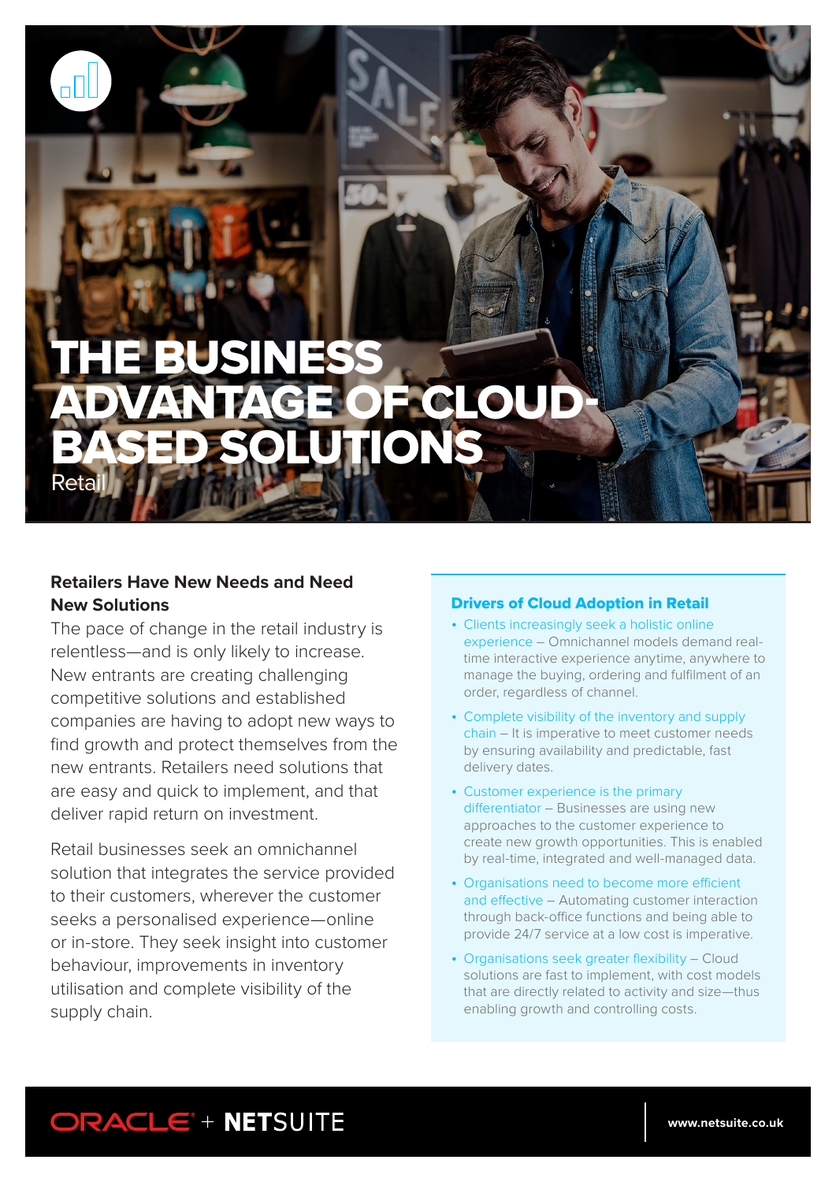# THE BUSINESS ADVANTAGE OF CLOUD-BASED SOLUTIONS

Retail

### Retailers Have New Needs and Need New Solutions

The pace of change in the retail industry is relentless—and is only likely to increase. New entrants are creating challenging competitive solutions and established companies are having to adopt new ways to find growth and protect themselves from the new entrants. Retailers need solutions that are easy and quick to implement, and that deliver rapid return on investment.

Retail businesses seek an omnichannel solution that integrates the service provided to their customers, wherever the customer seeks a personalised experience—online or in-store. They seek insight into customer behaviour, improvements in inventory utilisation and complete visibility of the supply chain.

### Drivers of Cloud Adoption in Retail

- Clients increasingly seek a holistic online experience – Omnichannel models demand real-time interactive experience anytime, anywhere to manage the buying, ordering and fulfilment of an order, regardless of channel.
- Complete visibility of the inventory and supply chain – It is imperative to meet customer needs by ensuring availability and predictable, fast delivery dates.
- Customer experience is the primary differentiator – Businesses are using new approaches to the customer experience to create new growth opportunities. This is enabled by real-time, integrated and well-managed data.
- Organisations need to become more efficient and effective – Automating customer interaction through back-office functions and being able to provide 24/7 service at a low cost is imperative.
- Organisations seek greater flexibility – Cloud solutions are fast to implement, with cost models that are directly related to activity and size—thus enabling growth and controlling costs.

ORACLE + NETSUITE

www.netsuite.co.uk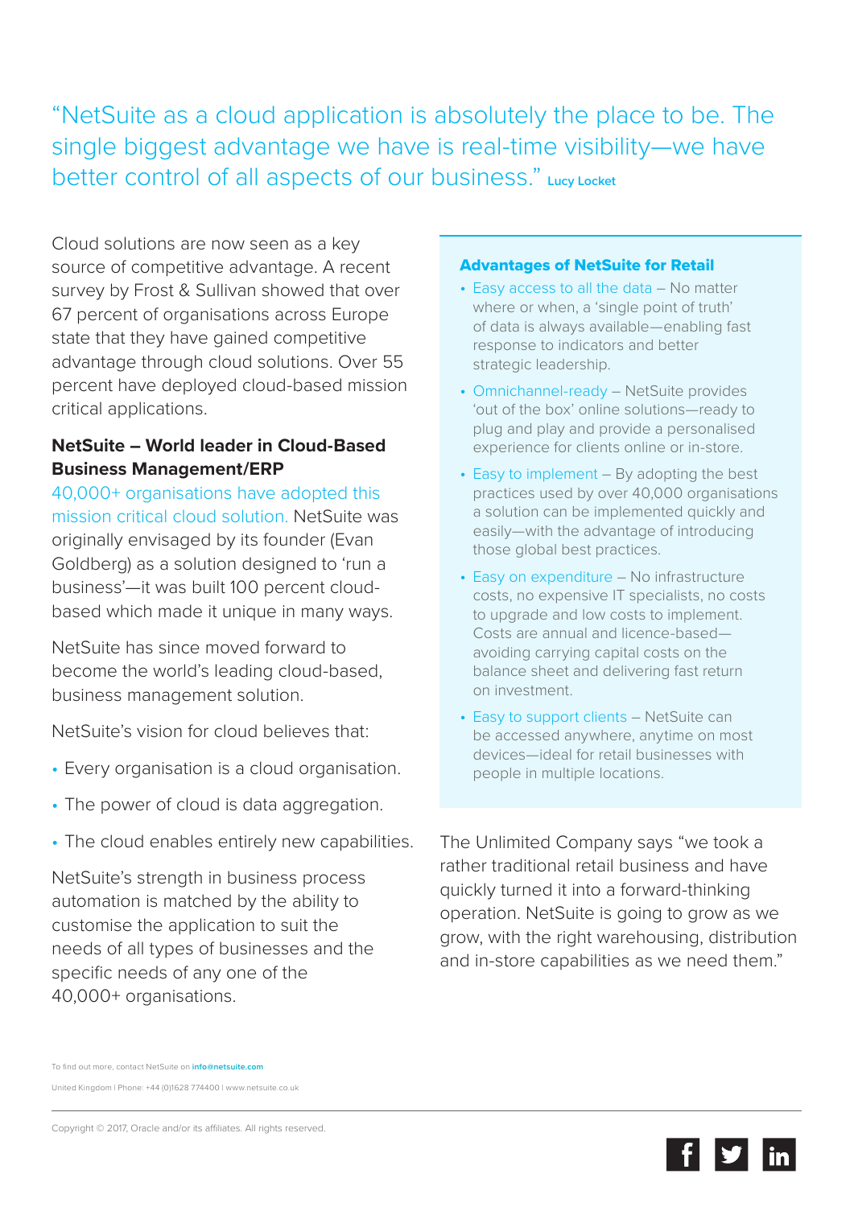> "NetSuite as a cloud application is absolutely the place to be. The single biggest advantage we have is real-time visibility—we have better control of all aspects of our business." Lucy Locket

Cloud solutions are now seen as a key source of competitive advantage. A recent survey by Frost & Sullivan showed that over 67 percent of organisations across Europe state that they have gained competitive advantage through cloud solutions. Over 55 percent have deployed cloud-based mission critical applications.

### NetSuite – World leader in Cloud-Based Business Management/ERP

40,000+ organisations have adopted this mission critical cloud solution. NetSuite was originally envisaged by its founder (Evan Goldberg) as a solution designed to 'run a business'—it was built 100 percent cloud-based which made it unique in many ways.

NetSuite has since moved forward to become the world's leading cloud-based, business management solution.

NetSuite's vision for cloud believes that:

- Every organisation is a cloud organisation.
- The power of cloud is data aggregation.
- The cloud enables entirely new capabilities.

NetSuite's strength in business process automation is matched by the ability to customise the application to suit the needs of all types of businesses and the specific needs of any one of the 40,000+ organisations.

### Advantages of NetSuite for Retail

- Easy access to all the data – No matter where or when, a 'single point of truth' of data is always available—enabling fast response to indicators and better strategic leadership.
- Omnichannel-ready – NetSuite provides 'out of the box' online solutions—ready to plug and play and provide a personalised experience for clients online or in-store.
- Easy to implement – By adopting the best practices used by over 40,000 organisations a solution can be implemented quickly and easily—with the advantage of introducing those global best practices.
- Easy on expenditure – No infrastructure costs, no expensive IT specialists, no costs to upgrade and low costs to implement. Costs are annual and licence-based—avoiding carrying capital costs on the balance sheet and delivering fast return on investment.
- Easy to support clients – NetSuite can be accessed anywhere, anytime on most devices—ideal for retail businesses with people in multiple locations.

The Unlimited Company says "we took a rather traditional retail business and have quickly turned it into a forward-thinking operation. NetSuite is going to grow as we grow, with the right warehousing, distribution and in-store capabilities as we need them."

To find out more, contact NetSuite on info@netsuite.com

United Kingdom | Phone: +44 (0)1628 774400 | www.netsuite.co.uk

Copyright © 2017, Oracle and/or its affiliates. All rights reserved.